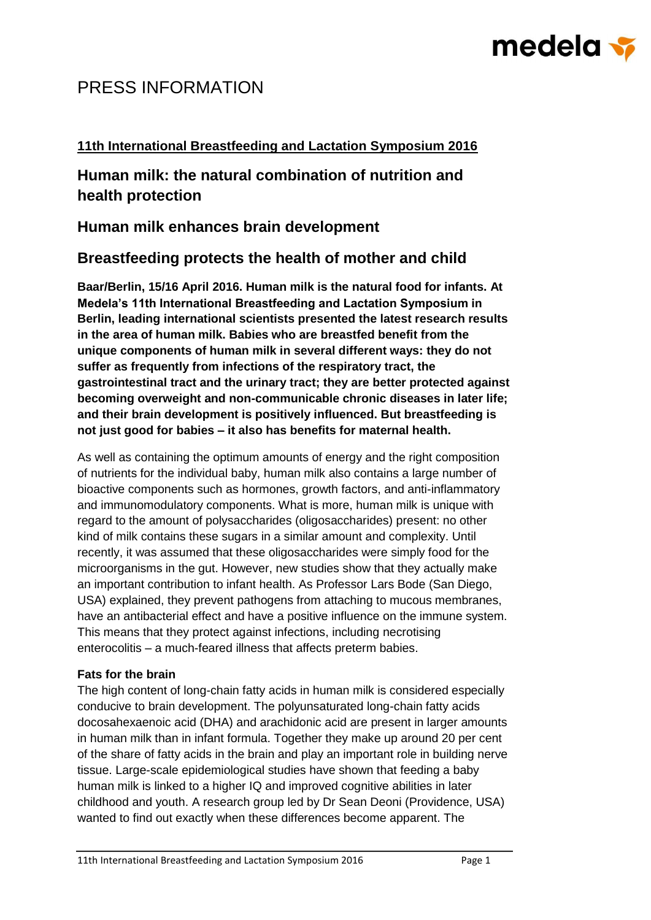medela

# PRESS INFORMATION

**11th International Breastfeeding and Lactation Symposium 2016**

## Human milk: the natural combination of nutrition and health protection

## Human milk enhances brain development

## Breastfeeding protects the health of mother and child

**Baar/Berlin, 15/16 April 2016. Human milk is the natural food for infants. At Medela's 11th International Breastfeeding and Lactation Symposium in Berlin, leading international scientists presented the latest research results in the area of human milk. Babies who are breastfed benefit from the unique components of human milk in several different ways: they do not suffer as frequently from infections of the respiratory tract, the gastrointestinal tract and the urinary tract; they are better protected against becoming overweight and non-communicable chronic diseases in later life; and their brain development is positively influenced. But breastfeeding is not just good for babies – it also has benefits for maternal health.**

As well as containing the optimum amounts of energy and the right composition of nutrients for the individual baby, human milk also contains a large number of bioactive components such as hormones, growth factors, and anti-inflammatory and immunomodulatory components. What is more, human milk is unique with regard to the amount of polysaccharides (oligosaccharides) present: no other kind of milk contains these sugars in a similar amount and complexity. Until recently, it was assumed that these oligosaccharides were simply food for the microorganisms in the gut. However, new studies show that they actually make an important contribution to infant health. As Professor Lars Bode (San Diego, USA) explained, they prevent pathogens from attaching to mucous membranes, have an antibacterial effect and have a positive influence on the immune system. This means that they protect against infections, including necrotising enterocolitis – a much-feared illness that affects preterm babies.

**Fats for the brain**

The high content of long-chain fatty acids in human milk is considered especially conducive to brain development. The polyunsaturated long-chain fatty acids docosahexaenoic acid (DHA) and arachidonic acid are present in larger amounts in human milk than in infant formula. Together they make up around 20 per cent of the share of fatty acids in the brain and play an important role in building nerve tissue. Large-scale epidemiological studies have shown that feeding a baby human milk is linked to a higher IQ and improved cognitive abilities in later childhood and youth. A research group led by Dr Sean Deoni (Providence, USA) wanted to find out exactly when these differences become apparent. The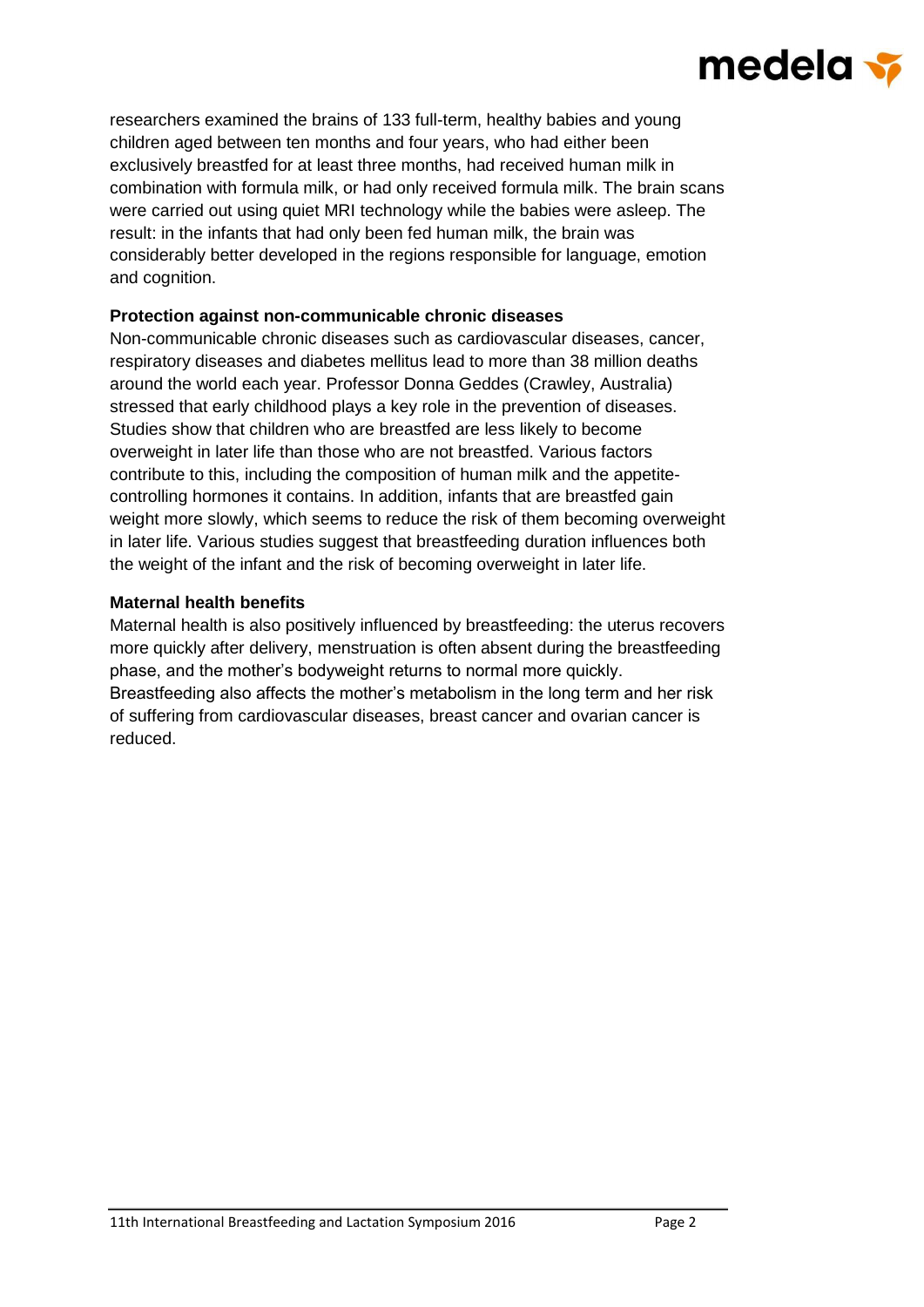researchers examined the brains of 133 full-term, healthy babies and young children aged between ten months and four years, who had either been exclusively breastfed for at least three months, had received human milk in combination with formula milk, or had only received formula milk. The brain scans were carried out using quiet MRI technology while the babies were asleep. The result: in the infants that had only been fed human milk, the brain was considerably better developed in the regions responsible for language, emotion and cognition.

**Protection against non-communicable chronic diseases**

Non-communicable chronic diseases such as cardiovascular diseases, cancer, respiratory diseases and diabetes mellitus lead to more than 38 million deaths around the world each year. Professor Donna Geddes (Crawley, Australia) stressed that early childhood plays a key role in the prevention of diseases. Studies show that children who are breastfed are less likely to become overweight in later life than those who are not breastfed. Various factors contribute to this, including the composition of human milk and the appetite-controlling hormones it contains. In addition, infants that are breastfed gain weight more slowly, which seems to reduce the risk of them becoming overweight in later life. Various studies suggest that breastfeeding duration influences both the weight of the infant and the risk of becoming overweight in later life.

**Maternal health benefits**

Maternal health is also positively influenced by breastfeeding: the uterus recovers more quickly after delivery, menstruation is often absent during the breastfeeding phase, and the mother's bodyweight returns to normal more quickly. Breastfeeding also affects the mother's metabolism in the long term and her risk of suffering from cardiovascular diseases, breast cancer and ovarian cancer is reduced.